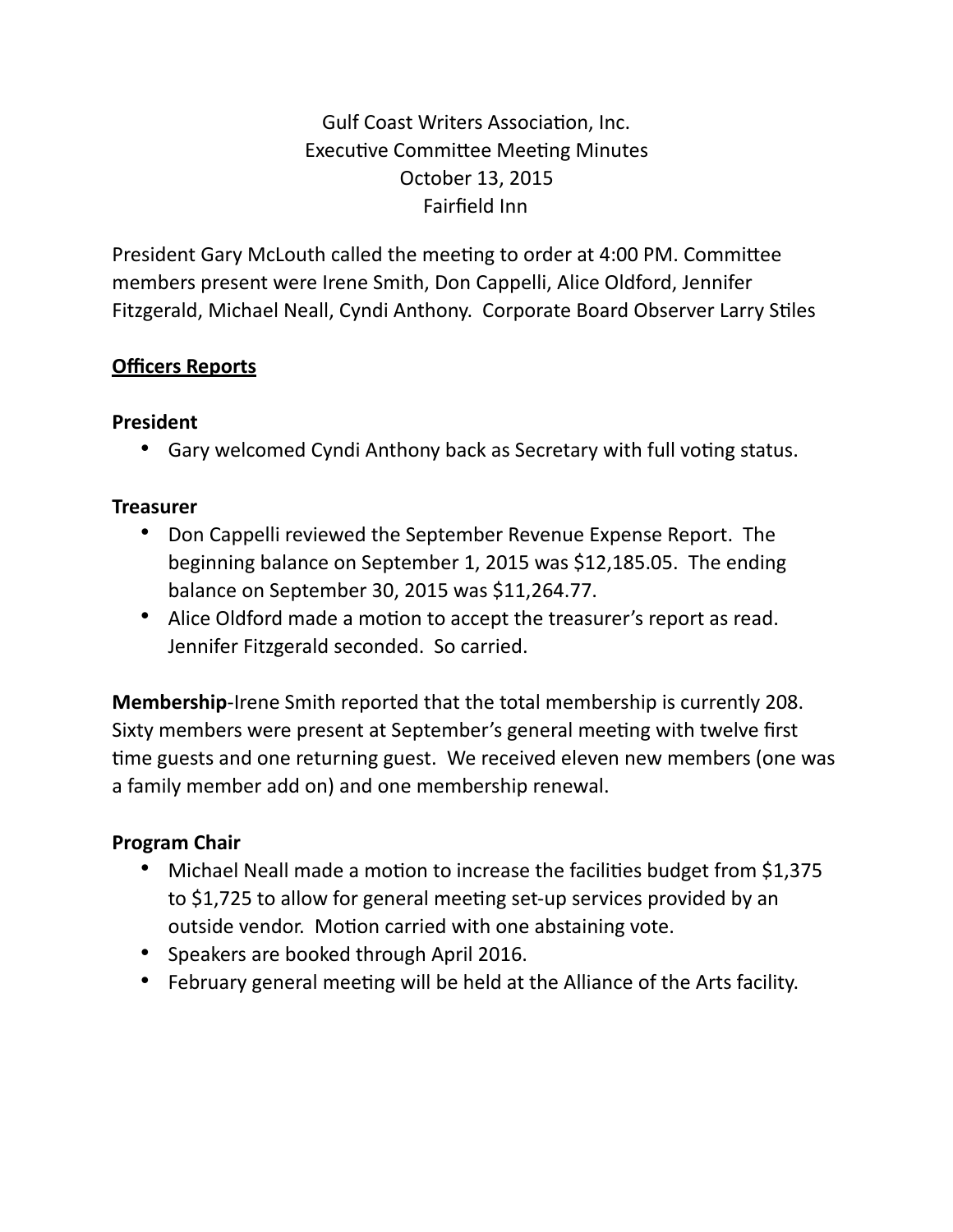Gulf Coast Writers Association, Inc.
Executive Committee Meeting Minutes
October 13, 2015
Fairfield Inn

President Gary McLouth called the meeting to order at 4:00 PM. Committee members present were Irene Smith, Don Cappelli, Alice Oldford, Jennifer Fitzgerald, Michael Neall, Cyndi Anthony. Corporate Board Observer Larry Stiles

**<u>Officers Reports</u>**

**President**

- Gary welcomed Cyndi Anthony back as Secretary with full voting status.

**Treasurer**

- Don Cappelli reviewed the September Revenue Expense Report. The beginning balance on September 1, 2015 was $12,185.05. The ending balance on September 30, 2015 was $11,264.77.
- Alice Oldford made a motion to accept the treasurer's report as read. Jennifer Fitzgerald seconded. So carried.

**Membership**-Irene Smith reported that the total membership is currently 208. Sixty members were present at September's general meeting with twelve first time guests and one returning guest. We received eleven new members (one was a family member add on) and one membership renewal.

**Program Chair**

- Michael Neall made a motion to increase the facilities budget from $1,375 to $1,725 to allow for general meeting set-up services provided by an outside vendor. Motion carried with one abstaining vote.
- Speakers are booked through April 2016.
- February general meeting will be held at the Alliance of the Arts facility.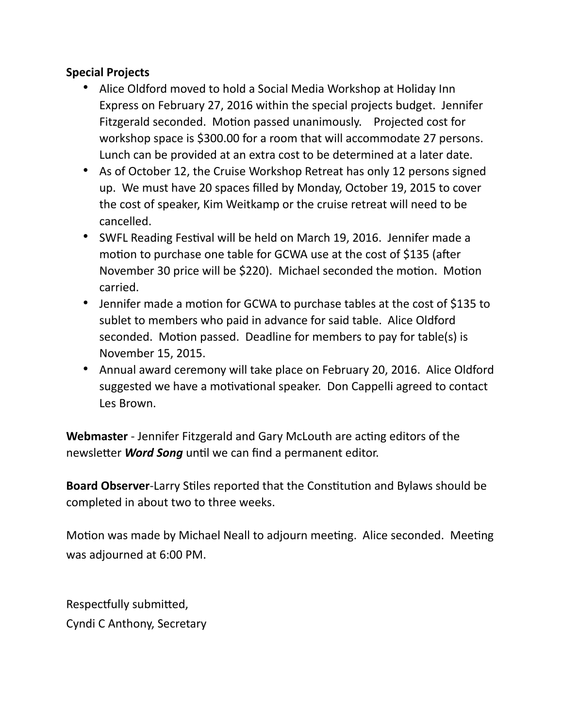**Special Projects**

- Alice Oldford moved to hold a Social Media Workshop at Holiday Inn Express on February 27, 2016 within the special projects budget. Jennifer Fitzgerald seconded. Motion passed unanimously. Projected cost for workshop space is $300.00 for a room that will accommodate 27 persons. Lunch can be provided at an extra cost to be determined at a later date.
- As of October 12, the Cruise Workshop Retreat has only 12 persons signed up. We must have 20 spaces filled by Monday, October 19, 2015 to cover the cost of speaker, Kim Weitkamp or the cruise retreat will need to be cancelled.
- SWFL Reading Festival will be held on March 19, 2016. Jennifer made a motion to purchase one table for GCWA use at the cost of $135 (after November 30 price will be $220). Michael seconded the motion. Motion carried.
- Jennifer made a motion for GCWA to purchase tables at the cost of $135 to sublet to members who paid in advance for said table. Alice Oldford seconded. Motion passed. Deadline for members to pay for table(s) is November 15, 2015.
- Annual award ceremony will take place on February 20, 2016. Alice Oldford suggested we have a motivational speaker. Don Cappelli agreed to contact Les Brown.

**Webmaster** - Jennifer Fitzgerald and Gary McLouth are acting editors of the newsletter ***Word Song*** until we can find a permanent editor.

**Board Observer**-Larry Stiles reported that the Constitution and Bylaws should be completed in about two to three weeks.

Motion was made by Michael Neall to adjourn meeting. Alice seconded. Meeting was adjourned at 6:00 PM.

Respectfully submitted,
Cyndi C Anthony, Secretary